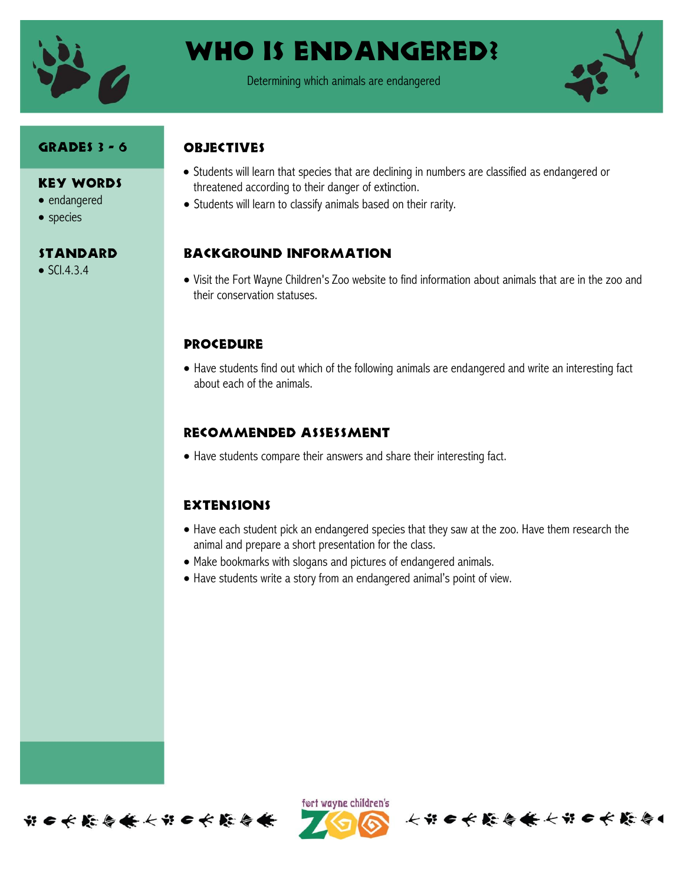# Who Is Endangered?

Determining which animals are endangered

### Grades 3 - 6

### Key Words

- endangered
- species

### Standard

- SCI.4.3.4

## Objectives

- Students will learn that species that are declining in numbers are classified as endangered or threatened according to their danger of extinction.
- Students will learn to classify animals based on their rarity.

## Background Information

- Visit the Fort Wayne Children's Zoo website to find information about animals that are in the zoo and their conservation statuses.

## Procedure

- Have students find out which of the following animals are endangered and write an interesting fact about each of the animals.

## Recommended Assessment

- Have students compare their answers and share their interesting fact.

## Extensions

- Have each student pick an endangered species that they saw at the zoo. Have them research the animal and prepare a short presentation for the class.
- Make bookmarks with slogans and pictures of endangered animals.
- Have students write a story from an endangered animal's point of view.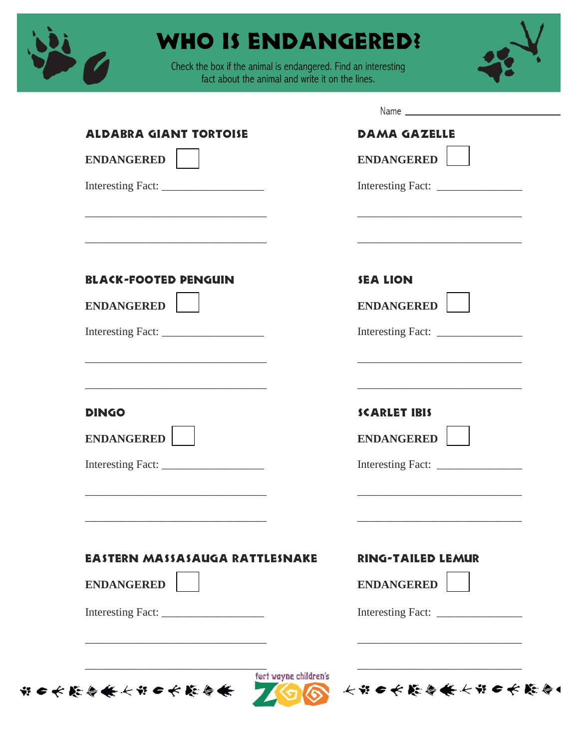# WHO IS ENDANGERED?

Check the box if the animal is endangered. Find an interesting fact about the animal and write it on the lines.

Name ______________________________

## ALDABRA GIANT TORTOISE

ENDANGERED ☐

Interesting Fact: ___________________

_________________________________

_________________________________

## DAMA GAZELLE

ENDANGERED ☐

Interesting Fact: ________________

______________________________

______________________________

## BLACK-FOOTED PENGUIN

ENDANGERED ☐

Interesting Fact: ___________________

_________________________________

_________________________________

## SEA LION

ENDANGERED ☐

Interesting Fact: ________________

______________________________

______________________________

## DINGO

ENDANGERED ☐

Interesting Fact: ___________________

_________________________________

_________________________________

## SCARLET IBIS

ENDANGERED ☐

Interesting Fact: ________________

______________________________

______________________________

## EASTERN MASSASAUGA RATTLESNAKE

ENDANGERED ☐

Interesting Fact: ___________________

_________________________________

_________________________________

## RING-TAILED LEMUR

ENDANGERED ☐

Interesting Fact: ________________

______________________________

______________________________

fort wayne children's ZOO